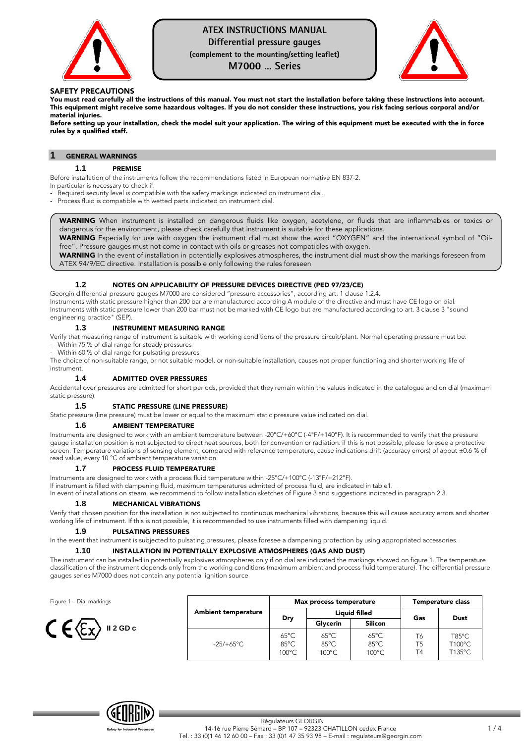# ATEX INSTRUCTIONS MANUAL
## Differential pressure gauges
**(complement to the mounting/setting leaflet)**
## M7000 ... Series

**SAFETY PRECAUTIONS**

**You must read carefully all the instructions of this manual. You must not start the installation before taking these instructions into account. This equipment might receive some hazardous voltages. If you do not consider these instructions, you risk facing serious corporal and/or material injuries.**
**Before setting up your installation, check the model suit your application. The wiring of this equipment must be executed with the in force rules by a qualified staff.**

## 1 GENERAL WARNINGS

### 1.1 PREMISE

Before installation of the instruments follow the recommendations listed in European normative EN 837-2.
In particular is necessary to check if:
- Required security level is compatible with the safety markings indicated on instrument dial.
- Process fluid is compatible with wetted parts indicated on instrument dial.

**WARNING** When instrument is installed on dangerous fluids like oxygen, acetylene, or fluids that are inflammables or toxics or dangerous for the environment, please check carefully that instrument is suitable for these applications.
**WARNING** Especially for use with oxygen the instrument dial must show the word "OXYGEN" and the international symbol of "Oil-free". Pressure gauges must not come in contact with oils or greases not compatibles with oxygen.
**WARNING** In the event of installation in potentially explosives atmospheres, the instrument dial must show the markings foreseen from ATEX 94/9/EC directive. Installation is possible only following the rules foreseen

### 1.2 NOTES ON APPLICABILITY OF PRESSURE DEVICES DIRECTIVE (PED 97/23/CE)

Georgin differential pressure gauges M7000 are considered "pressure accessories", according art. 1 clause 1.2.4.
Instruments with static pressure higher than 200 bar are manufactured according A module of the directive and must have CE logo on dial.
Instruments with static pressure lower than 200 bar must not be marked with CE logo but are manufactured according to art. 3 clause 3 "sound engineering practice" (SEP).

### 1.3 INSTRUMENT MEASURING RANGE

Verify that measuring range of instrument is suitable with working conditions of the pressure circuit/plant. Normal operating pressure must be:
- Within 75 % of dial range for steady pressures
- Within 60 % of dial range for pulsating pressures

The choice of non-suitable range, or not suitable model, or non-suitable installation, causes not proper functioning and shorter working life of instrument.

### 1.4 ADMITTED OVER PRESSURES

Accidental over pressures are admitted for short periods, provided that they remain within the values indicated in the catalogue and on dial (maximum static pressure).

### 1.5 STATIC PRESSURE (LINE PRESSURE)

Static pressure (line pressure) must be lower or equal to the maximum static pressure value indicated on dial.

### 1.6 AMBIENT TEMPERATURE

Instruments are designed to work with an ambient temperature between -20°C/+60°C (-4°F/+140°F). It is recommended to verify that the pressure gauge installation position is not subjected to direct heat sources, both for convention or radiation: if this is not possible, please foresee a protective screen. Temperature variations of sensing element, compared with reference temperature, cause indications drift (accuracy errors) of about ±0.6 % of read value, every 10 °C of ambient temperature variation.

### 1.7 PROCESS FLUID TEMPERATURE

Instruments are designed to work with a process fluid temperature within -25°C/+100°C (-13°F/+212°F).
If instrument is filled with dampening fluid, maximum temperatures admitted of process fluid, are indicated in table1.
In event of installations on steam, we recommend to follow installation sketches of Figure 3 and suggestions indicated in paragraph 2.3.

### 1.8 MECHANICAL VIBRATIONS

Verify that chosen position for the installation is not subjected to continuous mechanical vibrations, because this will cause accuracy errors and shorter working life of instrument. If this is not possible, it is recommended to use instruments filled with dampening liquid.

### 1.9 PULSATING PRESSURES

In the event that instrument is subjected to pulsating pressures, please foresee a dampening protection by using appropriated accessories.

### 1.10 INSTALLATION IN POTENTIALLY EXPLOSIVE ATMOSPHERES (GAS AND DUST)

The instrument can be installed in potentially explosives atmospheres only if on dial are indicated the markings showed on figure 1. The temperature classification of the instrument depends only from the working conditions (maximum ambient and process fluid temperature). The differential pressure gauges series M7000 does not contain any potential ignition source

Figure 1 – Dial markings

CE Ex II 2 GD c

| Ambient temperature | Max process temperature | | | Temperature class | |
|---|---|---|---|---|---|
| | Dry | Liquid filled | | Gas | Dust |
| | | Glycerin | Silicon | | |
| -25/+65°C | 65°C<br>85°C<br>100°C | 65°C<br>85°C<br>100°C | 65°C<br>85°C<br>100°C | T6<br>T5<br>T4 | T85°C<br>T100°C<br>T135°C |

Régulateurs GEORGIN
14-16 rue Pierre Sémard – BP 107 – 92323 CHATILLON cedex France
Tel. : 33 (0)1 46 12 60 00 – Fax : 33 (0)1 47 35 93 98 – E-mail : regulateurs@georgin.com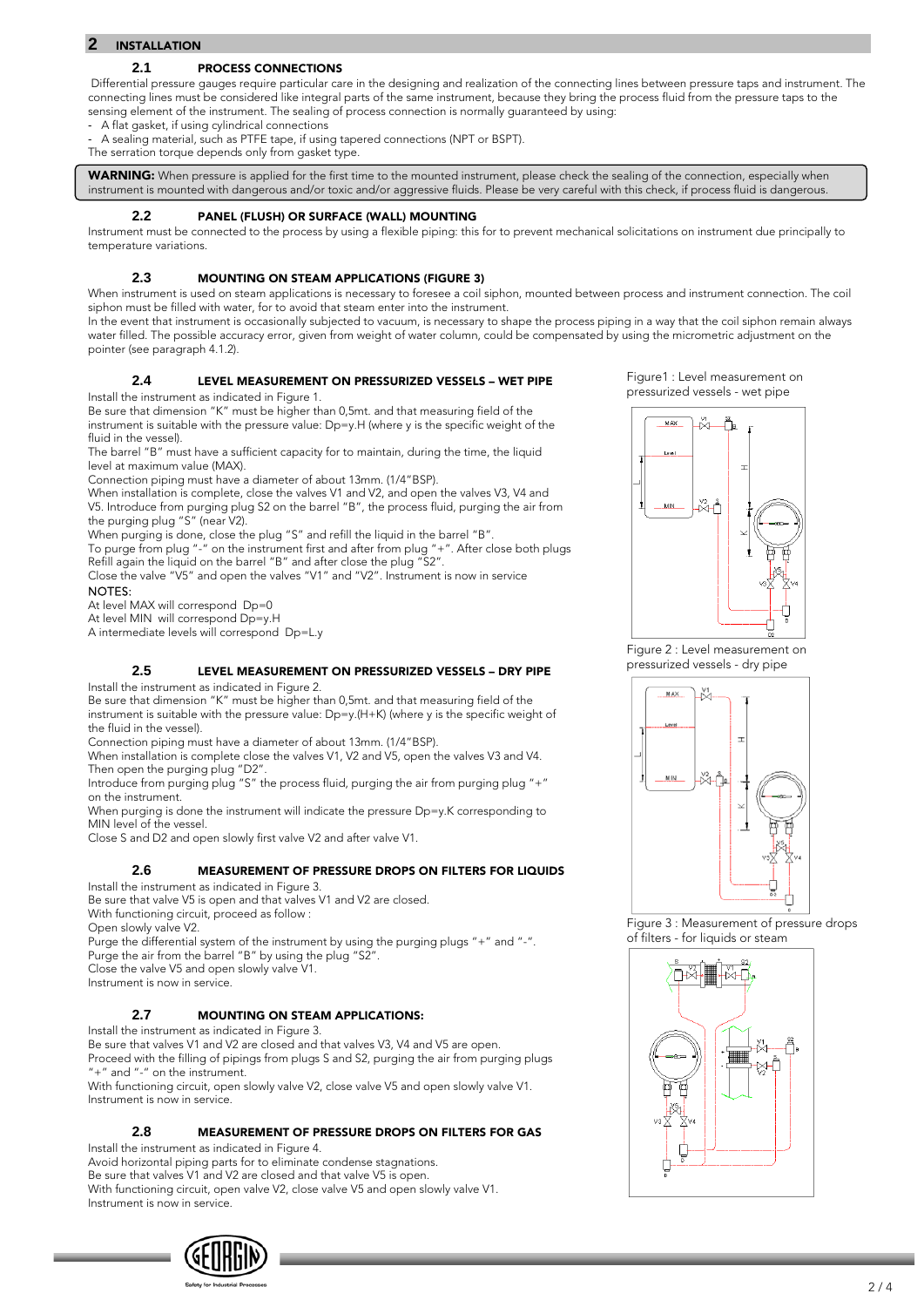## 2 INSTALLATION

### 2.1 PROCESS CONNECTIONS

Differential pressure gauges require particular care in the designing and realization of the connecting lines between pressure taps and instrument. The connecting lines must be considered like integral parts of the same instrument, because they bring the process fluid from the pressure taps to the sensing element of the instrument. The sealing of process connection is normally guaranteed by using:

- A flat gasket, if using cylindrical connections
- A sealing material, such as PTFE tape, if using tapered connections (NPT or BSPT).

The serration torque depends only from gasket type.

**WARNING:** When pressure is applied for the first time to the mounted instrument, please check the sealing of the connection, especially when instrument is mounted with dangerous and/or toxic and/or aggressive fluids. Please be very careful with this check, if process fluid is dangerous.

### 2.2 PANEL (FLUSH) OR SURFACE (WALL) MOUNTING

Instrument must be connected to the process by using a flexible piping: this for to prevent mechanical solicitations on instrument due principally to temperature variations.

### 2.3 MOUNTING ON STEAM APPLICATIONS (FIGURE 3)

When instrument is used on steam applications is necessary to foresee a coil siphon, mounted between process and instrument connection. The coil siphon must be filled with water, for to avoid that steam enter into the instrument.
In the event that instrument is occasionally subjected to vacuum, is necessary to shape the process piping in a way that the coil siphon remain always water filled. The possible accuracy error, given from weight of water column, could be compensated by using the micrometric adjustment on the pointer (see paragraph 4.1.2).

### 2.4 LEVEL MEASUREMENT ON PRESSURIZED VESSELS – WET PIPE

Install the instrument as indicated in Figure 1.
Be sure that dimension "K" must be higher than 0,5mt. and that measuring field of the instrument is suitable with the pressure value: $Dp=y.H$ (where y is the specific weight of the fluid in the vessel).
The barrel "B" must have a sufficient capacity for to maintain, during the time, the liquid level at maximum value (MAX).
Connection piping must have a diameter of about 13mm. (1/4"BSP).
When installation is complete, close the valves V1 and V2, and open the valves V3, V4 and V5. Introduce from purging plug S2 on the barrel "B", the process fluid, purging the air from the purging plug "S" (near V2).
When purging is done, close the plug "S" and refill the liquid in the barrel "B".
To purge from plug "-" on the instrument first and after from plug "+". After close both plugs
Refill again the liquid on the barrel "B" and after close the plug "S2".
Close the valve "V5" and open the valves "V1" and "V2". Instrument is now in service

NOTES:
At level MAX will correspond $Dp=0$
At level MIN will correspond $Dp=y.H$
A intermediate levels will correspond $Dp=L.y$

Figure1 : Level measurement on pressurized vessels - wet pipe

### 2.5 LEVEL MEASUREMENT ON PRESSURIZED VESSELS – DRY PIPE

Install the instrument as indicated in Figure 2.
Be sure that dimension "K" must be higher than 0,5mt. and that measuring field of the instrument is suitable with the pressure value: $Dp=y.(H+K)$ (where y is the specific weight of the fluid in the vessel).
Connection piping must have a diameter of about 13mm. (1/4"BSP).
When installation is complete close the valves V1, V2 and V5, open the valves V3 and V4.
Then open the purging plug "D2".
Introduce from purging plug "S" the process fluid, purging the air from purging plug "+" on the instrument.
When purging is done the instrument will indicate the pressure $Dp=y.K$ corresponding to MIN level of the vessel.
Close S and D2 and open slowly first valve V2 and after valve V1.

Figure 2 : Level measurement on pressurized vessels - dry pipe

### 2.6 MEASUREMENT OF PRESSURE DROPS ON FILTERS FOR LIQUIDS

Install the instrument as indicated in Figure 3.
Be sure that valve V5 is open and that valves V1 and V2 are closed.
With functioning circuit, proceed as follow :
Open slowly valve V2.
Purge the differential system of the instrument by using the purging plugs "+" and "-".
Purge the air from the barrel "B" by using the plug "S2".
Close the valve V5 and open slowly valve V1.
Instrument is now in service.

### 2.7 MOUNTING ON STEAM APPLICATIONS:

Install the instrument as indicated in Figure 3.
Be sure that valves V1 and V2 are closed and that valves V3, V4 and V5 are open.
Proceed with the filling of pipings from plugs S and S2, purging the air from purging plugs "+" and "-" on the instrument.
With functioning circuit, open slowly valve V2, close valve V5 and open slowly valve V1.
Instrument is now in service.

Figure 3 : Measurement of pressure drops of filters - for liquids or steam

### 2.8 MEASUREMENT OF PRESSURE DROPS ON FILTERS FOR GAS

Install the instrument as indicated in Figure 4.
Avoid horizontal piping parts for to eliminate condense stagnations.
Be sure that valves V1 and V2 are closed and that valve V5 is open.
With functioning circuit, open valve V2, close valve V5 and open slowly valve V1.
Instrument is now in service.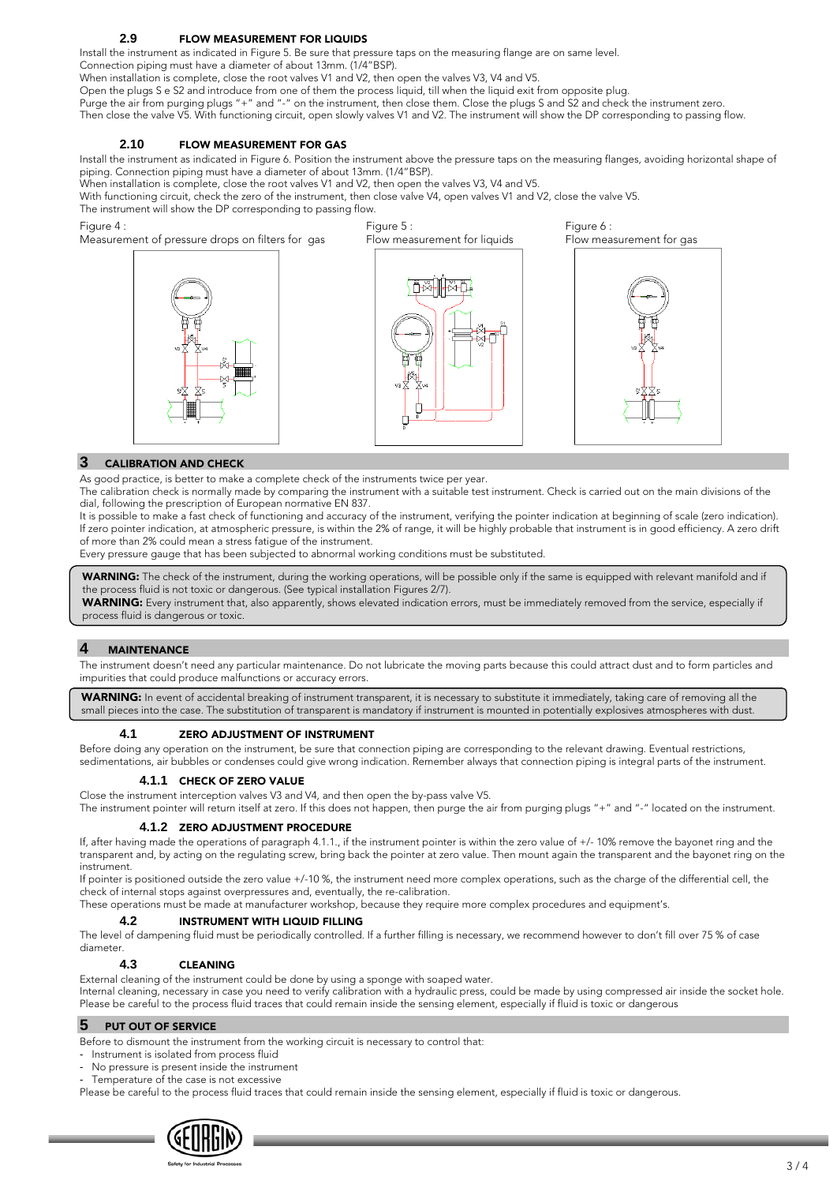### 2.9 FLOW MEASUREMENT FOR LIQUIDS

Install the instrument as indicated in Figure 5. Be sure that pressure taps on the measuring flange are on same level.
Connection piping must have a diameter of about 13mm. (1/4"BSP).
When installation is complete, close the root valves V1 and V2, then open the valves V3, V4 and V5.
Open the plugs S e S2 and introduce from one of them the process liquid, till when the liquid exit from opposite plug.
Purge the air from purging plugs "+" and "-" on the instrument, then close them. Close the plugs S and S2 and check the instrument zero.
Then close the valve V5. With functioning circuit, open slowly valves V1 and V2. The instrument will show the DP corresponding to passing flow.

### 2.10 FLOW MEASUREMENT FOR GAS

Install the instrument as indicated in Figure 6. Position the instrument above the pressure taps on the measuring flanges, avoiding horizontal shape of piping. Connection piping must have a diameter of about 13mm. (1/4"BSP).
When installation is complete, close the root valves V1 and V2, then open the valves V3, V4 and V5.
With functioning circuit, check the zero of the instrument, then close valve V4, open valves V1 and V2, close the valve V5.
The instrument will show the DP corresponding to passing flow.

Figure 4 : Measurement of pressure drops on filters for gas

Figure 5 : Flow measurement for liquids

Figure 6 : Flow measurement for gas

## 3 CALIBRATION AND CHECK

As good practice, is better to make a complete check of the instruments twice per year.
The calibration check is normally made by comparing the instrument with a suitable test instrument. Check is carried out on the main divisions of the dial, following the prescription of European normative EN 837.
It is possible to make a fast check of functioning and accuracy of the instrument, verifying the pointer indication at beginning of scale (zero indication). If zero pointer indication, at atmospheric pressure, is within the 2% of range, it will be highly probable that instrument is in good efficiency. A zero drift of more than 2% could mean a stress fatigue of the instrument.
Every pressure gauge that has been subjected to abnormal working conditions must be substituted.

**WARNING:** The check of the instrument, during the working operations, will be possible only if the same is equipped with relevant manifold and if the process fluid is not toxic or dangerous. (See typical installation Figures 2/7).
**WARNING:** Every instrument that, also apparently, shows elevated indication errors, must be immediately removed from the service, especially if process fluid is dangerous or toxic.

## 4 MAINTENANCE

The instrument doesn't need any particular maintenance. Do not lubricate the moving parts because this could attract dust and to form particles and impurities that could produce malfunctions or accuracy errors.

**WARNING:** In event of accidental breaking of instrument transparent, it is necessary to substitute it immediately, taking care of removing all the small pieces into the case. The substitution of transparent is mandatory if instrument is mounted in potentially explosives atmospheres with dust.

### 4.1 ZERO ADJUSTMENT OF INSTRUMENT

Before doing any operation on the instrument, be sure that connection piping are corresponding to the relevant drawing. Eventual restrictions, sedimentations, air bubbles or condenses could give wrong indication. Remember always that connection piping is integral parts of the instrument.

#### 4.1.1 CHECK OF ZERO VALUE

Close the instrument interception valves V3 and V4, and then open the by-pass valve V5.
The instrument pointer will return itself at zero. If this does not happen, then purge the air from purging plugs "+" and "-" located on the instrument.

#### 4.1.2 ZERO ADJUSTMENT PROCEDURE

If, after having made the operations of paragraph 4.1.1., if the instrument pointer is within the zero value of +/- 10% remove the bayonet ring and the transparent and, by acting on the regulating screw, bring back the pointer at zero value. Then mount again the transparent and the bayonet ring on the instrument.
If pointer is positioned outside the zero value +/-10 %, the instrument need more complex operations, such as the charge of the differential cell, the check of internal stops against overpressures and, eventually, the re-calibration.
These operations must be made at manufacturer workshop, because they require more complex procedures and equipment's.

### 4.2 INSTRUMENT WITH LIQUID FILLING

The level of dampening fluid must be periodically controlled. If a further filling is necessary, we recommend however to don't fill over 75 % of case diameter.

### 4.3 CLEANING

External cleaning of the instrument could be done by using a sponge with soaped water.
Internal cleaning, necessary in case you need to verify calibration with a hydraulic press, could be made by using compressed air inside the socket hole. Please be careful to the process fluid traces that could remain inside the sensing element, especially if fluid is toxic or dangerous

## 5 PUT OUT OF SERVICE

Before to dismount the instrument from the working circuit is necessary to control that:

- Instrument is isolated from process fluid
- No pressure is present inside the instrument
- Temperature of the case is not excessive

Please be careful to the process fluid traces that could remain inside the sensing element, especially if fluid is toxic or dangerous.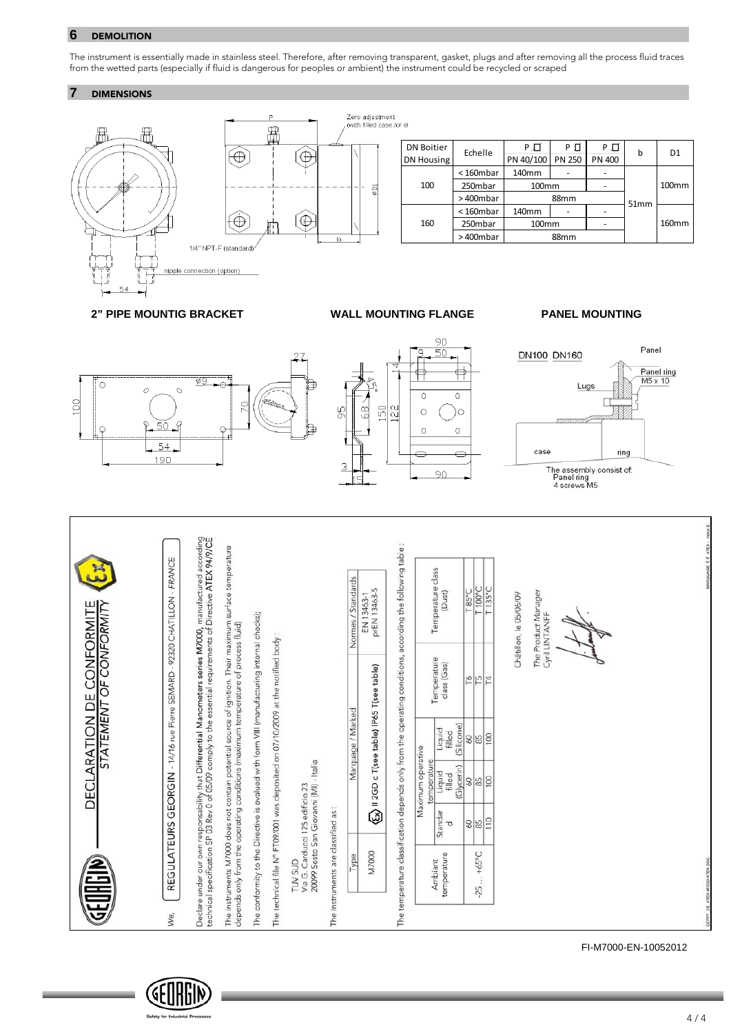## 6 DEMOLITION

The instrument is essentially made in stainless steel. Therefore, after removing transparent, gasket, plugs and after removing all the process fluid traces from the wetted parts (especially if fluid is dangerous for peoples or ambient) the instrument could be recycled or scraped

## 7 DIMENSIONS

Zero adjustment (with filled case /or el

1/4" NPT-F (standard)

nipple connection (option)

54

| DN Boitier DN Housing | Echelle | P ☐ PN 40/100 | P ☐ PN 250 | P ☐ PN 400 | b | D1 |
|---|---|---|---|---|---|---|
| 100 | < 160mbar | 140mm | - | - | 51mm | 100mm |
| | 250mbar | 100mm | | - | | |
| | > 400mbar | 88mm | | | | |
| 160 | < 160mbar | 140mm | - | - | | 160mm |
| | 250mbar | 100mm | | - | | |
| | > 400mbar | 88mm | | | | |

**2" PIPE MOUNTIG BRACKET**

**WALL MOUNTING FLANGE**

**PANEL MOUNTING**

DN100 DN160

Panel

Panel ring M5 x 10

Lugs

case

ring

The assembly consist of: Panel ring 4 screws M5

# DECLARATION DE CONFORMITE
## STATEMENT OF CONFORMITY

We, REGULATEURS GEORGIN - 14/16 rue Pierre SEMARD - 92320 CHATILLON - FRANCE

Declare under our own responsability that **Differential Manometers series M7000**, manufactured according technical specification SP 03 Rev 0 of 05/09 comply to the essential requirements of Directive **ATEX 94/9/CE**

The instruments M7000 does not contain potential source of ignition. Their maximum surface temperature depends only from the operating conditions (maximum temperature of process fluid)

The conformity to the Directive is evalued wth form VIII (manufacturing internal checks);

The technical file N° FT09/001 was deposited on 07/10/2009 at the notified body :

TUV SUD
Via G. Carducci 125 edificio 23
20099 Sesto San Giovanni (MI) - Italia

The instruments are classified as :

| Type | Marquage / Marked | Normes / Standards |
|---|---|---|
| M7000 | II 2GD c T(see table) IP65 T(see table) | EN 13463-1 prEN 13463-5 |

The temperature classification depends only from the operating conditions, according the following table :

| Ambiant temperature | Maximum operative temperature Standard | Liquid filled (Glycerin) | Liquid filled (Silicone) | Temperature class (Gas) | Temperature class (Dust) |
|---|---|---|---|---|---|
| -25 ... +65°C | 60 | 60 | 60 | T6 | T 85°C |
| | 85 | 85 | 85 | T5 | T 100°C |
| | 110 | 100 | 100 | T4 | T 135°C |

Châtillon, le 05/06/09

*The Product Manager*
Cyril LINTANFF

FI-M7000-EN-10052012